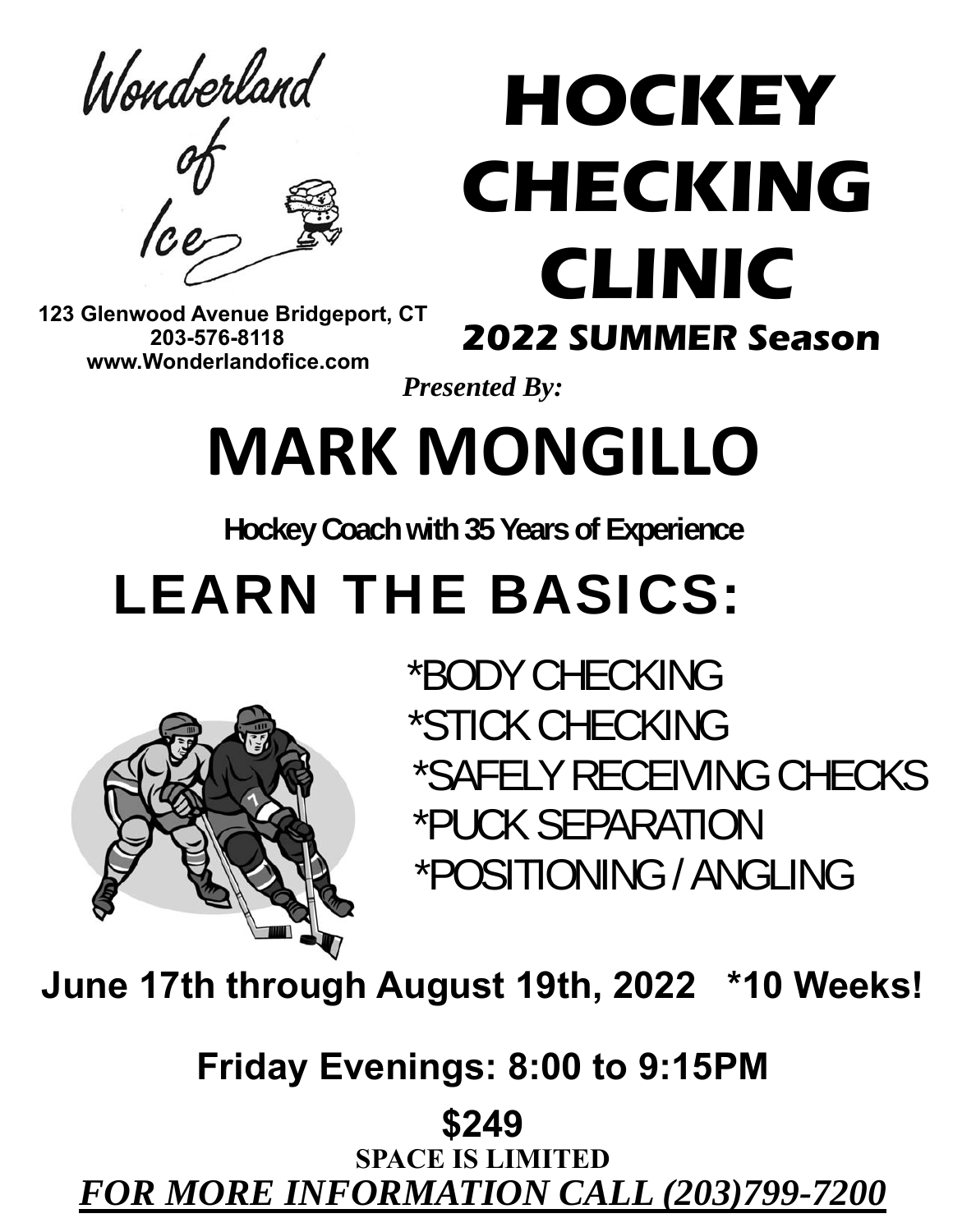Wonderland of Ice

123 Glenwood Avenue Bridgeport, CT
203-576-8118
www.Wonderlandofice.com

# HOCKEY CHECKING CLINIC

## 2022 SUMMER Season

*Presented By:*

# MARK MONGILLO

**Hockey Coach with 35 Years of Experience**

## LEARN THE BASICS:

*BODY CHECKING
*STICK CHECKING
*SAFELY RECEIVING CHECKS
*PUCK SEPARATION
*POSITIONING / ANGLING

**June 17th through August 19th, 2022 *10 Weeks!**

**Friday Evenings: 8:00 to 9:15PM**

**$249**

**SPACE IS LIMITED**

***FOR MORE INFORMATION CALL (203)799-7200***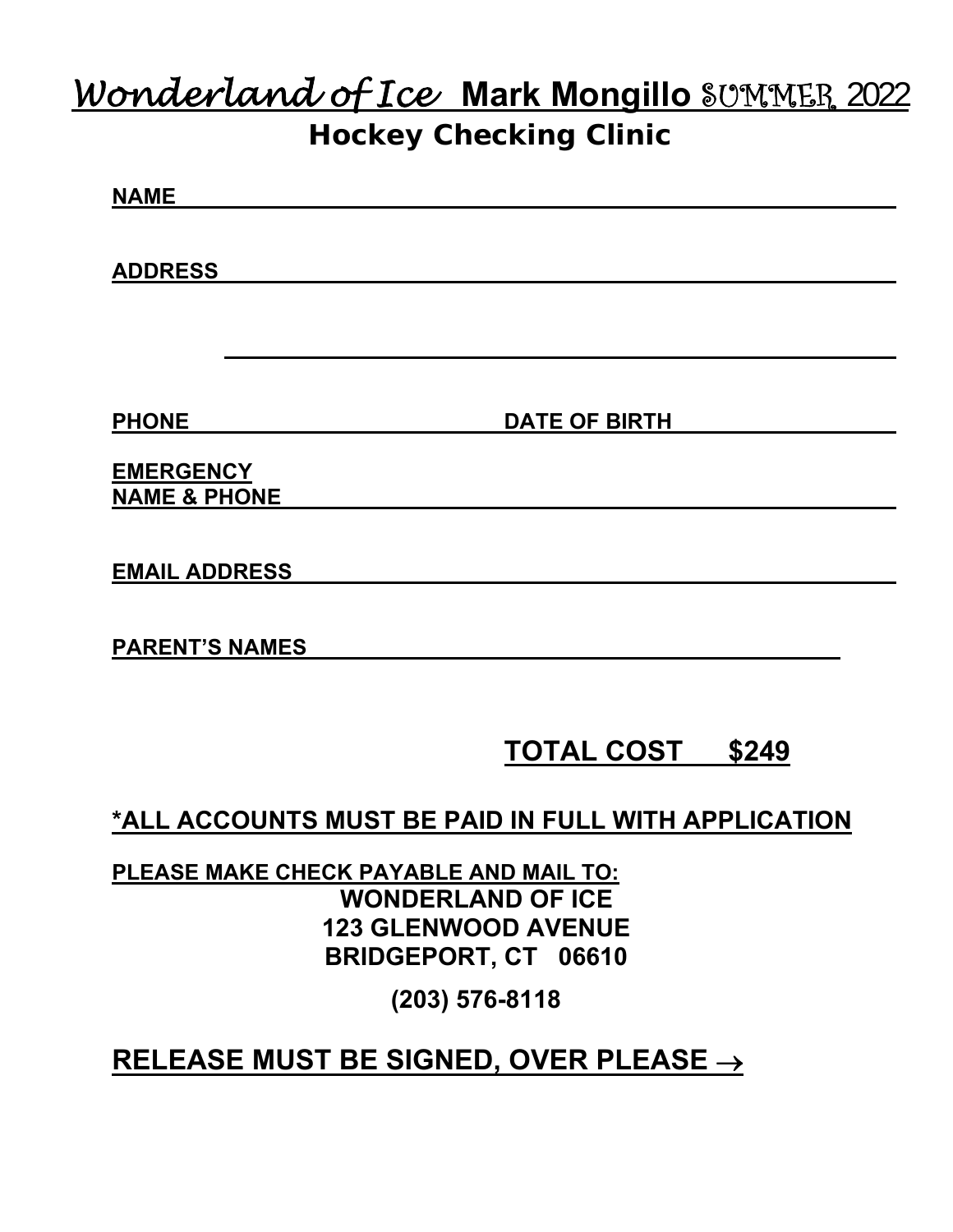# *Wonderland of Ice* **Mark Mongillo** SUMMER 2022

## Hockey Checking Clinic

**NAME** ______________________________________________

**ADDRESS** ______________________________________________

______________________________________________

**PHONE** ____________________ **DATE OF BIRTH** ____________________

**EMERGENCY**
**NAME & PHONE** ______________________________________________

**EMAIL ADDRESS** ______________________________________________

**PARENT'S NAMES** ______________________________________________

**TOTAL COST $249**

**\*ALL ACCOUNTS MUST BE PAID IN FULL WITH APPLICATION**

**PLEASE MAKE CHECK PAYABLE AND MAIL TO:**

**WONDERLAND OF ICE**
**123 GLENWOOD AVENUE**
**BRIDGEPORT, CT 06610**

**(203) 576-8118**

**RELEASE MUST BE SIGNED, OVER PLEASE →**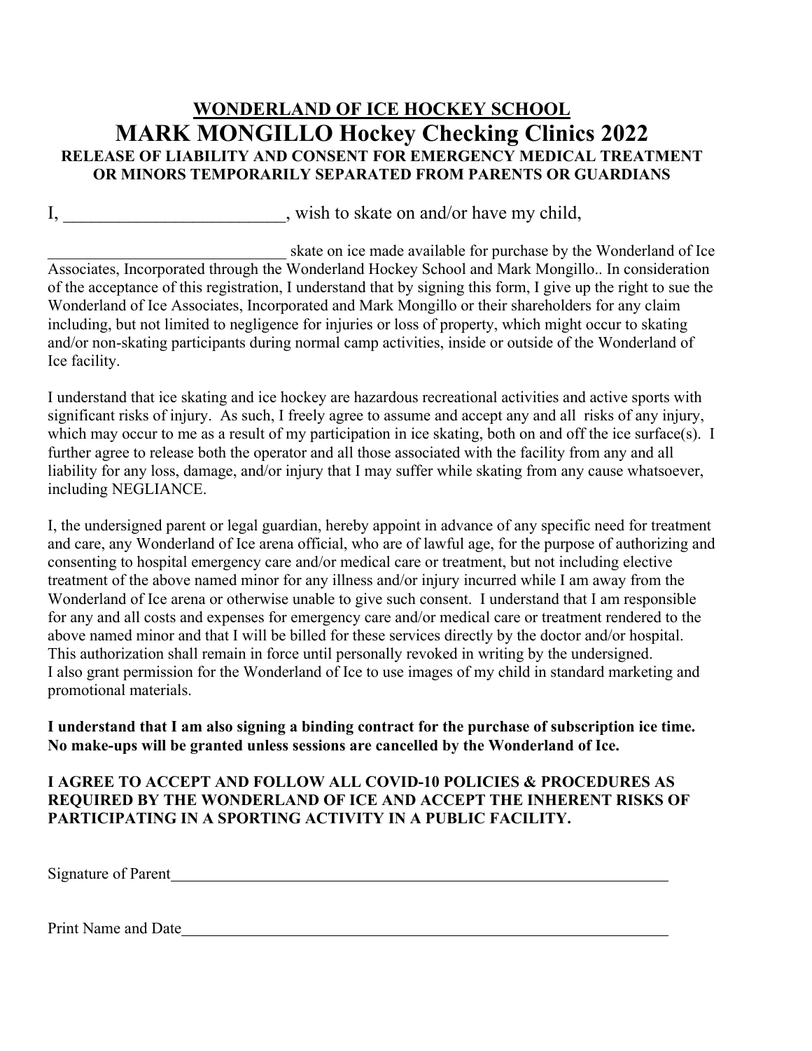## WONDERLAND OF ICE HOCKEY SCHOOL

# MARK MONGILLO Hockey Checking Clinics 2022

### RELEASE OF LIABILITY AND CONSENT FOR EMERGENCY MEDICAL TREATMENT OR MINORS TEMPORARILY SEPARATED FROM PARENTS OR GUARDIANS

I, ________________________, wish to skate on and/or have my child,

_____________________________ skate on ice made available for purchase by the Wonderland of Ice Associates, Incorporated through the Wonderland Hockey School and Mark Mongillo.. In consideration of the acceptance of this registration, I understand that by signing this form, I give up the right to sue the Wonderland of Ice Associates, Incorporated and Mark Mongillo or their shareholders for any claim including, but not limited to negligence for injuries or loss of property, which might occur to skating and/or non-skating participants during normal camp activities, inside or outside of the Wonderland of Ice facility.

I understand that ice skating and ice hockey are hazardous recreational activities and active sports with significant risks of injury. As such, I freely agree to assume and accept any and all risks of any injury, which may occur to me as a result of my participation in ice skating, both on and off the ice surface(s). I further agree to release both the operator and all those associated with the facility from any and all liability for any loss, damage, and/or injury that I may suffer while skating from any cause whatsoever, including NEGLIANCE.

I, the undersigned parent or legal guardian, hereby appoint in advance of any specific need for treatment and care, any Wonderland of Ice arena official, who are of lawful age, for the purpose of authorizing and consenting to hospital emergency care and/or medical care or treatment, but not including elective treatment of the above named minor for any illness and/or injury incurred while I am away from the Wonderland of Ice arena or otherwise unable to give such consent. I understand that I am responsible for any and all costs and expenses for emergency care and/or medical care or treatment rendered to the above named minor and that I will be billed for these services directly by the doctor and/or hospital. This authorization shall remain in force until personally revoked in writing by the undersigned. I also grant permission for the Wonderland of Ice to use images of my child in standard marketing and promotional materials.

**I understand that I am also signing a binding contract for the purchase of subscription ice time. No make-ups will be granted unless sessions are cancelled by the Wonderland of Ice.**

**I AGREE TO ACCEPT AND FOLLOW ALL COVID-10 POLICIES & PROCEDURES AS REQUIRED BY THE WONDERLAND OF ICE AND ACCEPT THE INHERENT RISKS OF PARTICIPATING IN A SPORTING ACTIVITY IN A PUBLIC FACILITY.**

Signature of Parent_______________________________________________________________

Print Name and Date_______________________________________________________________